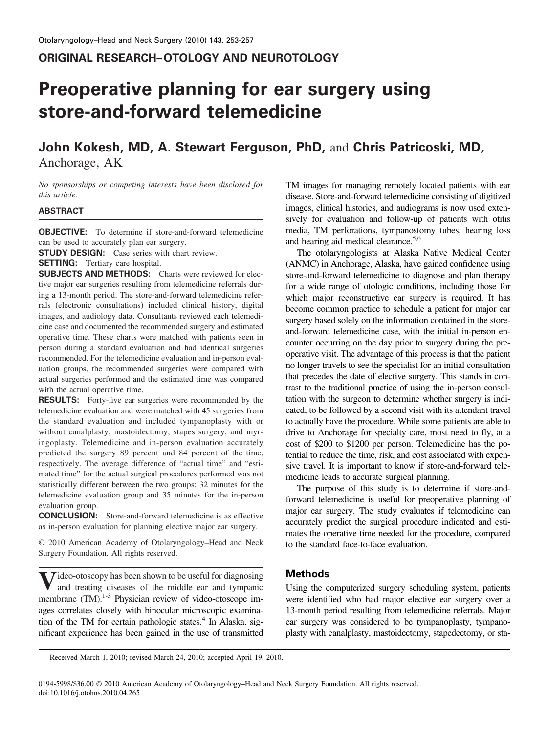## ORIGINAL RESEARCH–OTOLOGY AND NEUROTOLOGY

# Preoperative planning for ear surgery using store-and-forward telemedicine

**John Kokesh, MD, A. Stewart Ferguson, PhD,** and **Chris Patricoski, MD,** Anchorage, AK

*No sponsorships or competing interests have been disclosed for this article.*

### ABSTRACT

**OBJECTIVE:** To determine if store-and-forward telemedicine can be used to accurately plan ear surgery.

**STUDY DESIGN:** Case series with chart review.

**SETTING:** Tertiary care hospital.

**SUBJECTS AND METHODS:** Charts were reviewed for elective major ear surgeries resulting from telemedicine referrals during a 13-month period. The store-and-forward telemedicine referrals (electronic consultations) included clinical history, digital images, and audiology data. Consultants reviewed each telemedicine case and documented the recommended surgery and estimated operative time. These charts were matched with patients seen in person during a standard evaluation and had identical surgeries recommended. For the telemedicine evaluation and in-person evaluation groups, the recommended surgeries were compared with actual surgeries performed and the estimated time was compared with the actual operative time.

**RESULTS:** Forty-five ear surgeries were recommended by the telemedicine evaluation and were matched with 45 surgeries from the standard evaluation and included tympanoplasty with or without canalplasty, mastoidectomy, stapes surgery, and myringoplasty. Telemedicine and in-person evaluation accurately predicted the surgery 89 percent and 84 percent of the time, respectively. The average difference of "actual time" and "estimated time" for the actual surgical procedures performed was not statistically different between the two groups: 32 minutes for the telemedicine evaluation group and 35 minutes for the in-person evaluation group.

**CONCLUSION:** Store-and-forward telemedicine is as effective as in-person evaluation for planning elective major ear surgery.

© 2010 American Academy of Otolaryngology–Head and Neck Surgery Foundation. All rights reserved.

Video-otoscopy has been shown to be useful for diagnosing and treating diseases of the middle ear and tympanic membrane (TM).[1-3] Physician review of video-otoscope images correlates closely with binocular microscopic examination of the TM for certain pathologic states.[4] In Alaska, significant experience has been gained in the use of transmitted TM images for managing remotely located patients with ear disease. Store-and-forward telemedicine consisting of digitized images, clinical histories, and audiograms is now used extensively for evaluation and follow-up of patients with otitis media, TM perforations, tympanostomy tubes, hearing loss and hearing aid medical clearance.[5,6]

The otolaryngologists at Alaska Native Medical Center (ANMC) in Anchorage, Alaska, have gained confidence using store-and-forward telemedicine to diagnose and plan therapy for a wide range of otologic conditions, including those for which major reconstructive ear surgery is required. It has become common practice to schedule a patient for major ear surgery based solely on the information contained in the store-and-forward telemedicine case, with the initial in-person encounter occurring on the day prior to surgery during the preoperative visit. The advantage of this process is that the patient no longer travels to see the specialist for an initial consultation that precedes the date of elective surgery. This stands in contrast to the traditional practice of using the in-person consultation with the surgeon to determine whether surgery is indicated, to be followed by a second visit with its attendant travel to actually have the procedure. While some patients are able to drive to Anchorage for specialty care, most need to fly, at a cost of $200 to $1200 per person. Telemedicine has the potential to reduce the time, risk, and cost associated with expensive travel. It is important to know if store-and-forward telemedicine leads to accurate surgical planning.

The purpose of this study is to determine if store-and-forward telemedicine is useful for preoperative planning of major ear surgery. The study evaluates if telemedicine can accurately predict the surgical procedure indicated and estimates the operative time needed for the procedure, compared to the standard face-to-face evaluation.

## Methods

Using the computerized surgery scheduling system, patients were identified who had major elective ear surgery over a 13-month period resulting from telemedicine referrals. Major ear surgery was considered to be tympanoplasty, tympanoplasty with canalplasty, mastoidectomy, stapedectomy, or sta-

Received March 1, 2010; revised March 24, 2010; accepted April 19, 2010.

0194-5998/$36.00 © 2010 American Academy of Otolaryngology–Head and Neck Surgery Foundation. All rights reserved.
doi:10.1016/j.otohns.2010.04.265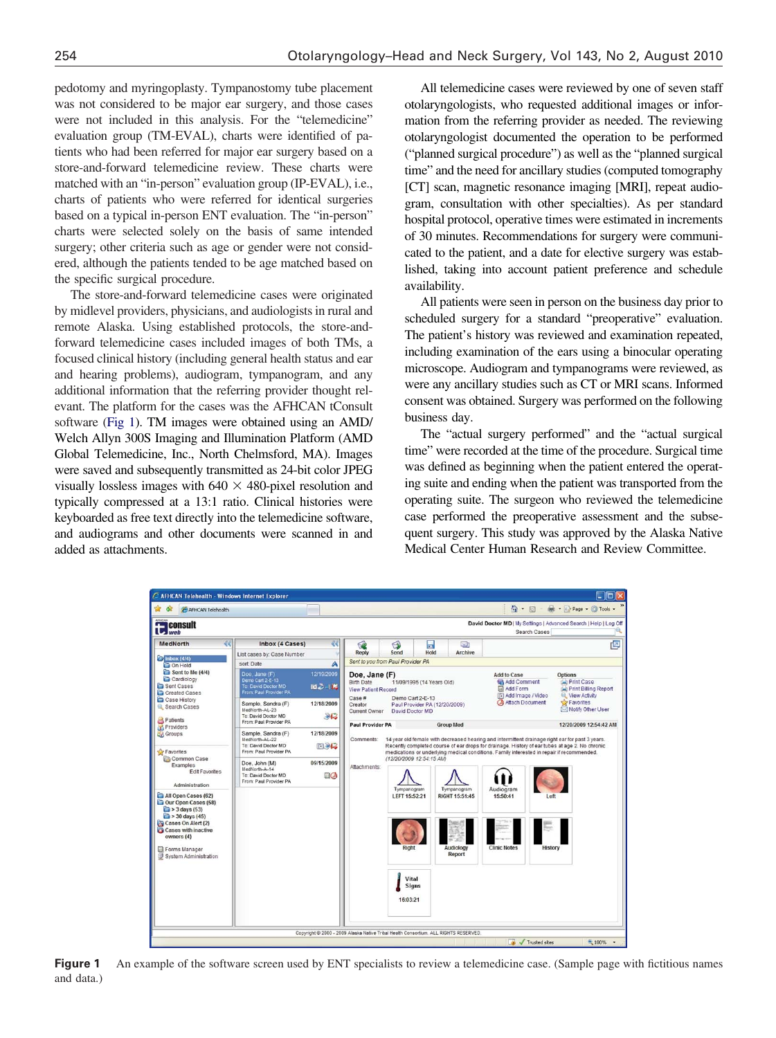pedotomy and myringoplasty. Tympanostomy tube placement was not considered to be major ear surgery, and those cases were not included in this analysis. For the "telemedicine" evaluation group (TM-EVAL), charts were identified of patients who had been referred for major ear surgery based on a store-and-forward telemedicine review. These charts were matched with an "in-person" evaluation group (IP-EVAL), i.e., charts of patients who were referred for identical surgeries based on a typical in-person ENT evaluation. The "in-person" charts were selected solely on the basis of same intended surgery; other criteria such as age or gender were not considered, although the patients tended to be age matched based on the specific surgical procedure.

The store-and-forward telemedicine cases were originated by midlevel providers, physicians, and audiologists in rural and remote Alaska. Using established protocols, the store-and-forward telemedicine cases included images of both TMs, a focused clinical history (including general health status and ear and hearing problems), audiogram, tympanogram, and any additional information that the referring provider thought relevant. The platform for the cases was the AFHCAN tConsult software (Fig 1). TM images were obtained using an AMD/Welch Allyn 300S Imaging and Illumination Platform (AMD Global Telemedicine, Inc., North Chelmsford, MA). Images were saved and subsequently transmitted as 24-bit color JPEG visually lossless images with 640 × 480-pixel resolution and typically compressed at a 13:1 ratio. Clinical histories were keyboarded as free text directly into the telemedicine software, and audiograms and other documents were scanned in and added as attachments.

All telemedicine cases were reviewed by one of seven staff otolaryngologists, who requested additional images or information from the referring provider as needed. The reviewing otolaryngologist documented the operation to be performed ("planned surgical procedure") as well as the "planned surgical time" and the need for ancillary studies (computed tomography [CT] scan, magnetic resonance imaging [MRI], repeat audiogram, consultation with other specialties). As per standard hospital protocol, operative times were estimated in increments of 30 minutes. Recommendations for surgery were communicated to the patient, and a date for elective surgery was established, taking into account patient preference and schedule availability.

All patients were seen in person on the business day prior to scheduled surgery for a standard "preoperative" evaluation. The patient's history was reviewed and examination repeated, including examination of the ears using a binocular operating microscope. Audiogram and tympanograms were reviewed, as were any ancillary studies such as CT or MRI scans. Informed consent was obtained. Surgery was performed on the following business day.

The "actual surgery performed" and the "actual surgical time" were recorded at the time of the procedure. Surgical time was defined as beginning when the patient entered the operating suite and ending when the patient was transported from the operating suite. The surgeon who reviewed the telemedicine case performed the preoperative assessment and the subsequent surgery. This study was approved by the Alaska Native Medical Center Human Research and Review Committee.

**Figure 1** An example of the software screen used by ENT specialists to review a telemedicine case. (Sample page with fictitious names and data.)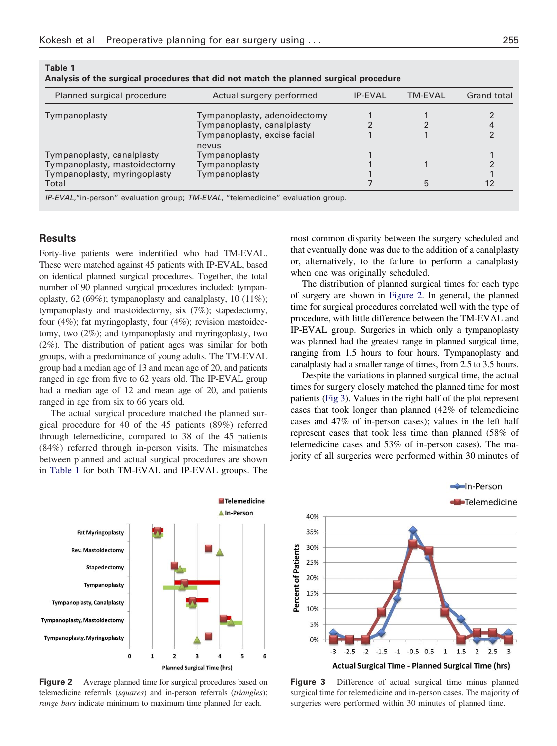**Table 1**
**Analysis of the surgical procedures that did not match the planned surgical procedure**

| Planned surgical procedure | Actual surgery performed | IP-EVAL | TM-EVAL | Grand total |
|---|---|---|---|---|
| Tympanoplasty | Tympanoplasty, adenoidectomy | 1 | 1 | 2 |
| | Tympanoplasty, canalplasty | 2 | 2 | 4 |
| | Tympanoplasty, excise facial nevus | 1 | 1 | 2 |
| Tympanoplasty, canalplasty | Tympanoplasty | 1 | | 1 |
| Tympanoplasty, mastoidectomy | Tympanoplasty | 1 | 1 | 2 |
| Tympanoplasty, myringoplasty | Tympanoplasty | 1 | | 1 |
| Total | | 7 | 5 | 12 |

*IP-EVAL*,"in-person" evaluation group; *TM-EVAL*, "telemedicine" evaluation group.

## Results

Forty-five patients were indentified who had TM-EVAL. These were matched against 45 patients with IP-EVAL, based on identical planned surgical procedures. Together, the total number of 90 planned surgical procedures included: tympanoplasty, 62 (69%); tympanoplasty and canalplasty, 10 (11%); tympanoplasty and mastoidectomy, six (7%); stapedectomy, four (4%); fat myringoplasty, four (4%); revision mastoidectomy, two (2%); and tympanoplasty and myringoplasty, two (2%). The distribution of patient ages was similar for both groups, with a predominance of young adults. The TM-EVAL group had a median age of 13 and mean age of 20, and patients ranged in age from five to 62 years old. The IP-EVAL group had a median age of 12 and mean age of 20, and patients ranged in age from six to 66 years old.

The actual surgical procedure matched the planned surgical procedure for 40 of the 45 patients (89%) referred through telemedicine, compared to 38 of the 45 patients (84%) referred through in-person visits. The mismatches between planned and actual surgical procedures are shown in Table 1 for both TM-EVAL and IP-EVAL groups. The most common disparity between the surgery scheduled and that eventually done was due to the addition of a canalplasty or, alternatively, to the failure to perform a canalplasty when one was originally scheduled.

The distribution of planned surgical times for each type of surgery are shown in Figure 2. In general, the planned time for surgical procedures correlated well with the type of procedure, with little difference between the TM-EVAL and IP-EVAL group. Surgeries in which only a tympanoplasty was planned had the greatest range in planned surgical time, ranging from 1.5 hours to four hours. Tympanoplasty and canalplasty had a smaller range of times, from 2.5 to 3.5 hours.

Despite the variations in planned surgical time, the actual times for surgery closely matched the planned time for most patients (Fig 3). Values in the right half of the plot represent cases that took longer than planned (42% of telemedicine cases and 47% of in-person cases); values in the left half represent cases that took less time than planned (58% of telemedicine cases and 53% of in-person cases). The majority of all surgeries were performed within 30 minutes of

**Figure 2** Average planned time for surgical procedures based on telemedicine referrals (*squares*) and in-person referrals (*triangles*); *range bars* indicate minimum to maximum time planned for each.

**Figure 3** Difference of actual surgical time minus planned surgical time for telemedicine and in-person cases. The majority of surgeries were performed within 30 minutes of planned time.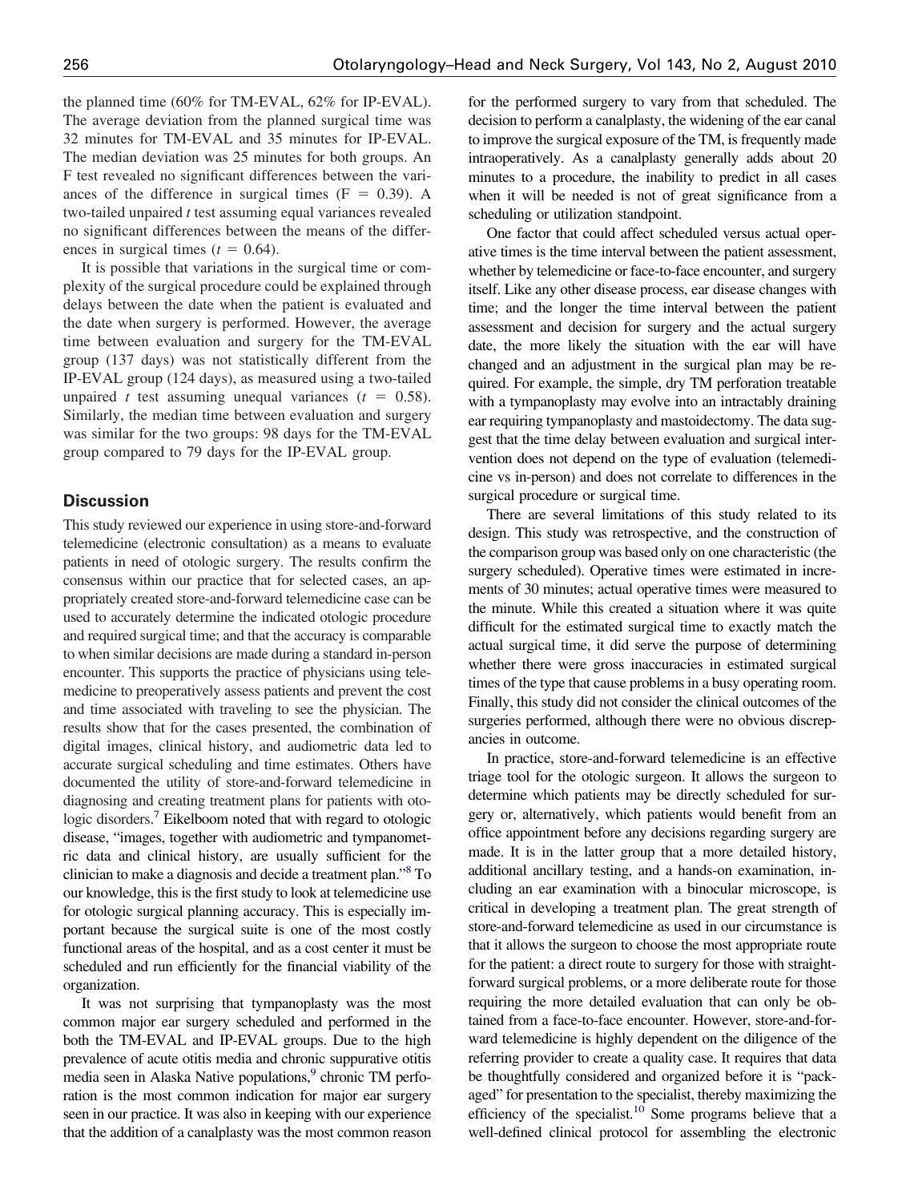the planned time (60% for TM-EVAL, 62% for IP-EVAL). The average deviation from the planned surgical time was 32 minutes for TM-EVAL and 35 minutes for IP-EVAL. The median deviation was 25 minutes for both groups. An F test revealed no significant differences between the variances of the difference in surgical times ($F = 0.39$). A two-tailed unpaired $t$ test assuming equal variances revealed no significant differences between the means of the differences in surgical times ($t = 0.64$).

It is possible that variations in the surgical time or complexity of the surgical procedure could be explained through delays between the date when the patient is evaluated and the date when surgery is performed. However, the average time between evaluation and surgery for the TM-EVAL group (137 days) was not statistically different from the IP-EVAL group (124 days), as measured using a two-tailed unpaired $t$ test assuming unequal variances ($t = 0.58$). Similarly, the median time between evaluation and surgery was similar for the two groups: 98 days for the TM-EVAL group compared to 79 days for the IP-EVAL group.

## Discussion

This study reviewed our experience in using store-and-forward telemedicine (electronic consultation) as a means to evaluate patients in need of otologic surgery. The results confirm the consensus within our practice that for selected cases, an appropriately created store-and-forward telemedicine case can be used to accurately determine the indicated otologic procedure and required surgical time; and that the accuracy is comparable to when similar decisions are made during a standard in-person encounter. This supports the practice of physicians using telemedicine to preoperatively assess patients and prevent the cost and time associated with traveling to see the physician. The results show that for the cases presented, the combination of digital images, clinical history, and audiometric data led to accurate surgical scheduling and time estimates. Others have documented the utility of store-and-forward telemedicine in diagnosing and creating treatment plans for patients with otologic disorders.[7] Eikelboom noted that with regard to otologic disease, "images, together with audiometric and tympanometric data and clinical history, are usually sufficient for the clinician to make a diagnosis and decide a treatment plan."[8] To our knowledge, this is the first study to look at telemedicine use for otologic surgical planning accuracy. This is especially important because the surgical suite is one of the most costly functional areas of the hospital, and as a cost center it must be scheduled and run efficiently for the financial viability of the organization.

It was not surprising that tympanoplasty was the most common major ear surgery scheduled and performed in the both the TM-EVAL and IP-EVAL groups. Due to the high prevalence of acute otitis media and chronic suppurative otitis media seen in Alaska Native populations,[9] chronic TM perforation is the most common indication for major ear surgery seen in our practice. It was also in keeping with our experience that the addition of a canalplasty was the most common reason for the performed surgery to vary from that scheduled. The decision to perform a canalplasty, the widening of the ear canal to improve the surgical exposure of the TM, is frequently made intraoperatively. As a canalplasty generally adds about 20 minutes to a procedure, the inability to predict in all cases when it will be needed is not of great significance from a scheduling or utilization standpoint.

One factor that could affect scheduled versus actual operative times is the time interval between the patient assessment, whether by telemedicine or face-to-face encounter, and surgery itself. Like any other disease process, ear disease changes with time; and the longer the time interval between the patient assessment and decision for surgery and the actual surgery date, the more likely the situation with the ear will have changed and an adjustment in the surgical plan may be required. For example, the simple, dry TM perforation treatable with a tympanoplasty may evolve into an intractably draining ear requiring tympanoplasty and mastoidectomy. The data suggest that the time delay between evaluation and surgical intervention does not depend on the type of evaluation (telemedicine vs in-person) and does not correlate to differences in the surgical procedure or surgical time.

There are several limitations of this study related to its design. This study was retrospective, and the construction of the comparison group was based only on one characteristic (the surgery scheduled). Operative times were estimated in increments of 30 minutes; actual operative times were measured to the minute. While this created a situation where it was quite difficult for the estimated surgical time to exactly match the actual surgical time, it did serve the purpose of determining whether there were gross inaccuracies in estimated surgical times of the type that cause problems in a busy operating room. Finally, this study did not consider the clinical outcomes of the surgeries performed, although there were no obvious discrepancies in outcome.

In practice, store-and-forward telemedicine is an effective triage tool for the otologic surgeon. It allows the surgeon to determine which patients may be directly scheduled for surgery or, alternatively, which patients would benefit from an office appointment before any decisions regarding surgery are made. It is in the latter group that a more detailed history, additional ancillary testing, and a hands-on examination, including an ear examination with a binocular microscope, is critical in developing a treatment plan. The great strength of store-and-forward telemedicine as used in our circumstance is that it allows the surgeon to choose the most appropriate route for the patient: a direct route to surgery for those with straightforward surgical problems, or a more deliberate route for those requiring the more detailed evaluation that can only be obtained from a face-to-face encounter. However, store-and-forward telemedicine is highly dependent on the diligence of the referring provider to create a quality case. It requires that data be thoughtfully considered and organized before it is "packaged" for presentation to the specialist, thereby maximizing the efficiency of the specialist.[10] Some programs believe that a well-defined clinical protocol for assembling the electronic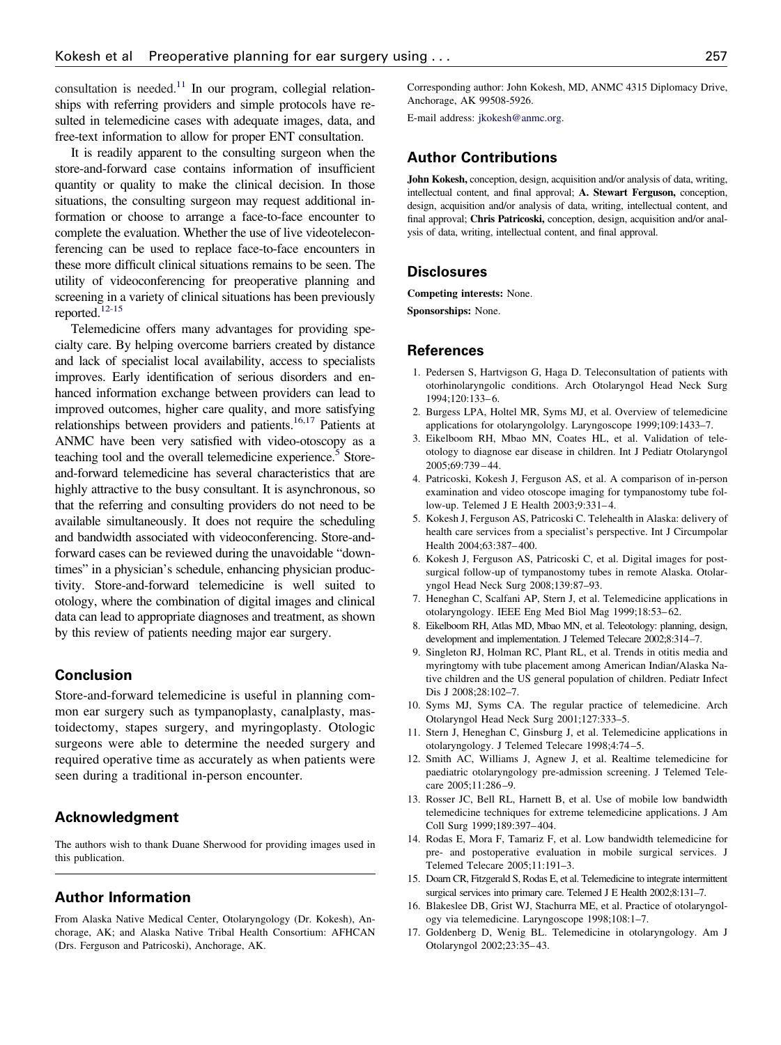consultation is needed.[11] In our program, collegial relationships with referring providers and simple protocols have resulted in telemedicine cases with adequate images, data, and free-text information to allow for proper ENT consultation.

It is readily apparent to the consulting surgeon when the store-and-forward case contains information of insufficient quantity or quality to make the clinical decision. In those situations, the consulting surgeon may request additional information or choose to arrange a face-to-face encounter to complete the evaluation. Whether the use of live videoteleconferencing can be used to replace face-to-face encounters in these more difficult clinical situations remains to be seen. The utility of videoconferencing for preoperative planning and screening in a variety of clinical situations has been previously reported.[12-15]

Telemedicine offers many advantages for providing specialty care. By helping overcome barriers created by distance and lack of specialist local availability, access to specialists improves. Early identification of serious disorders and enhanced information exchange between providers can lead to improved outcomes, higher care quality, and more satisfying relationships between providers and patients.[16,17] Patients at ANMC have been very satisfied with video-otoscopy as a teaching tool and the overall telemedicine experience.[5] Store-and-forward telemedicine has several characteristics that are highly attractive to the busy consultant. It is asynchronous, so that the referring and consulting providers do not need to be available simultaneously. It does not require the scheduling and bandwidth associated with videoconferencing. Store-and-forward cases can be reviewed during the unavoidable "downtimes" in a physician's schedule, enhancing physician productivity. Store-and-forward telemedicine is well suited to otology, where the combination of digital images and clinical data can lead to appropriate diagnoses and treatment, as shown by this review of patients needing major ear surgery.

## Conclusion

Store-and-forward telemedicine is useful in planning common ear surgery such as tympanoplasty, canalplasty, mastoidectomy, stapes surgery, and myringoplasty. Otologic surgeons were able to determine the needed surgery and required operative time as accurately as when patients were seen during a traditional in-person encounter.

## Acknowledgment

The authors wish to thank Duane Sherwood for providing images used in this publication.

## Author Information

From Alaska Native Medical Center, Otolaryngology (Dr. Kokesh), Anchorage, AK; and Alaska Native Tribal Health Consortium: AFHCAN (Drs. Ferguson and Patricoski), Anchorage, AK.

Corresponding author: John Kokesh, MD, ANMC 4315 Diplomacy Drive, Anchorage, AK 99508-5926.

E-mail address: jkokesh@anmc.org.

## Author Contributions

**John Kokesh,** conception, design, acquisition and/or analysis of data, writing, intellectual content, and final approval; **A. Stewart Ferguson,** conception, design, acquisition and/or analysis of data, writing, intellectual content, and final approval; **Chris Patricoski,** conception, design, acquisition and/or analysis of data, writing, intellectual content, and final approval.

## Disclosures

**Competing interests:** None.

**Sponsorships:** None.

## References

1. Pedersen S, Hartvigson G, Haga D. Teleconsultation of patients with otorhinolaryngolic conditions. Arch Otolaryngol Head Neck Surg 1994;120:133–6.
2. Burgess LPA, Holtel MR, Syms MJ, et al. Overview of telemedicine applications for otolaryngololgy. Laryngoscope 1999;109:1433–7.
3. Eikelboom RH, Mbao MN, Coates HL, et al. Validation of teleotology to diagnose ear disease in children. Int J Pediatr Otolaryngol 2005;69:739–44.
4. Patricoski, Kokesh J, Ferguson AS, et al. A comparison of in-person examination and video otoscope imaging for tympanostomy tube follow-up. Telemed J E Health 2003;9:331–4.
5. Kokesh J, Ferguson AS, Patricoski C. Telehealth in Alaska: delivery of health care services from a specialist's perspective. Int J Circumpolar Health 2004;63:387–400.
6. Kokesh J, Ferguson AS, Patricoski C, et al. Digital images for postsurgical follow-up of tympanostomy tubes in remote Alaska. Otolaryngol Head Neck Surg 2008;139:87–93.
7. Heneghan C, Scalfani AP, Stern J, et al. Telemedicine applications in otolaryngology. IEEE Eng Med Biol Mag 1999;18:53–62.
8. Eikelboom RH, Atlas MD, Mbao MN, et al. Teleotology: planning, design, development and implementation. J Telemed Telecare 2002;8:314–7.
9. Singleton RJ, Holman RC, Plant RL, et al. Trends in otitis media and myringtomy with tube placement among American Indian/Alaska Native children and the US general population of children. Pediatr Infect Dis J 2008;28:102–7.
10. Syms MJ, Syms CA. The regular practice of telemedicine. Arch Otolaryngol Head Neck Surg 2001;127:333–5.
11. Stern J, Heneghan C, Ginsburg J, et al. Telemedicine applications in otolaryngology. J Telemed Telecare 1998;4:74–5.
12. Smith AC, Williams J, Agnew J, et al. Realtime telemedicine for paediatric otolaryngology pre-admission screening. J Telemed Telecare 2005;11:286–9.
13. Rosser JC, Bell RL, Harnett B, et al. Use of mobile low bandwidth telemedicine techniques for extreme telemedicine applications. J Am Coll Surg 1999;189:397–404.
14. Rodas E, Mora F, Tamariz F, et al. Low bandwidth telemedicine for pre- and postoperative evaluation in mobile surgical services. J Telemed Telecare 2005;11:191–3.
15. Doarn CR, Fitzgerald S, Rodas E, et al. Telemedicine to integrate intermittent surgical services into primary care. Telemed J E Health 2002;8:131–7.
16. Blakeslee DB, Grist WJ, Stachurra ME, et al. Practice of otolaryngology via telemedicine. Laryngoscope 1998;108:1–7.
17. Goldenberg D, Wenig BL. Telemedicine in otolaryngology. Am J Otolaryngol 2002;23:35–43.